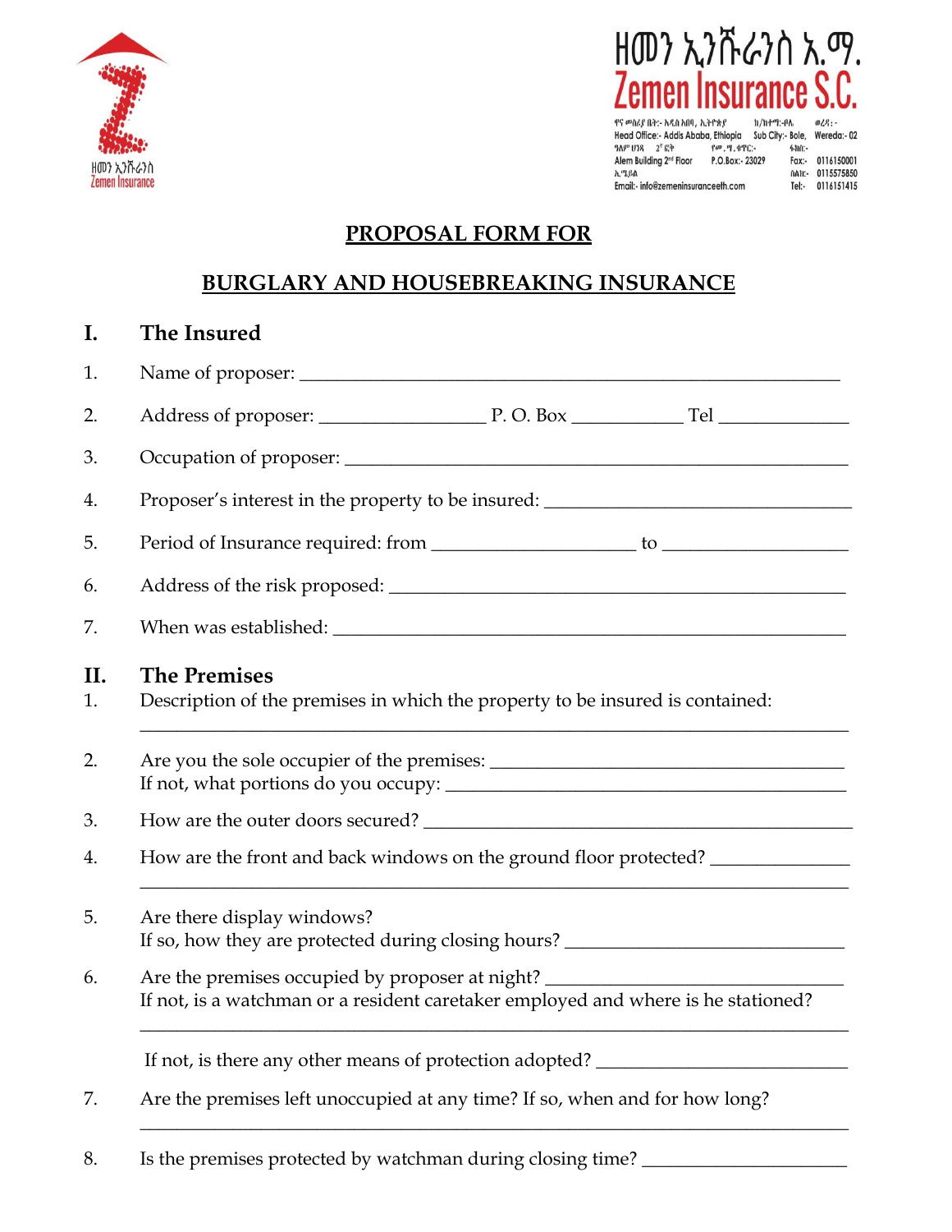ዘመን ኢንሹራንስ አ.ማ.
Zemen Insurance S.C.

ዋና መስሪያ ቤት:- አዲስ አበባ, ኢትዮጵያ ክ/ከተማ:-ቦሌ ወረዳ:-
Head Office:- Addis Ababa, Ethiopia Sub City:- Bole, Wereda:- 02
ዓለም ህንጻ 2ኛ ፎቅ የፖ.ሣ.ቁጥር:- ፋክስ:-
Alem Building 2nd Floor P.O.Box:- 23029 Fax:- 0116150001
ኢሜይል ስልክ:- 0115575850
Email:- info@zemeninsuranceeth.com Tel:- 0116151415

# PROPOSAL FORM FOR

# BURGLARY AND HOUSEBREAKING INSURANCE

## I. The Insured

1. Name of proposer: ______________________________

2. Address of proposer: ________________ P. O. Box ___________ Tel ____________

3. Occupation of proposer: ______________________________

4. Proposer's interest in the property to be insured: ______________________________

5. Period of Insurance required: from ____________________ to ____________________

6. Address of the risk proposed: ______________________________

7. When was established: ______________________________

## II. The Premises

1. Description of the premises in which the property to be insured is contained:
______________________________

2. Are you the sole occupier of the premises: ______________________________
If not, what portions do you occupy: ______________________________

3. How are the outer doors secured? ______________________________

4. How are the front and back windows on the ground floor protected? ______________
______________________________

5. Are there display windows?
If so, how they are protected during closing hours? ______________________________

6. Are the premises occupied by proposer at night? ______________________________
If not, is a watchman or a resident caretaker employed and where is he stationed?
______________________________

If not, is there any other means of protection adopted? ______________________________

7. Are the premises left unoccupied at any time? If so, when and for how long?
______________________________

8. Is the premises protected by watchman during closing time? ______________________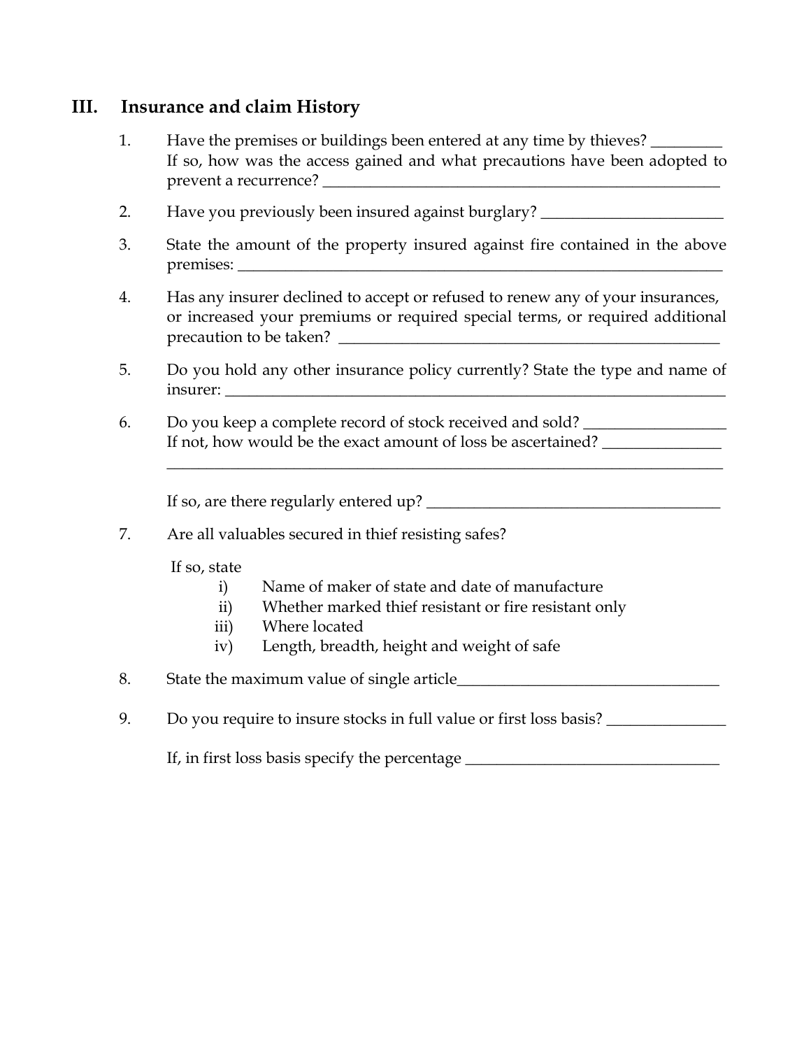## III. Insurance and claim History

1. Have the premises or buildings been entered at any time by thieves? _________
   If so, how was the access gained and what precautions have been adopted to prevent a recurrence? ____________________________________________________

2. Have you previously been insured against burglary? ________________________

3. State the amount of the property insured against fire contained in the above premises: _________________________________________________________________

4. Has any insurer declined to accept or refused to renew any of your insurances, or increased your premiums or required special terms, or required additional precaution to be taken? __________________________________________________

5. Do you hold any other insurance policy currently? State the type and name of insurer: _________________________________________________________________

6. Do you keep a complete record of stock received and sold? __________________
   If not, how would be the exact amount of loss be ascertained? _______________
   ______________________________________________________________________

   If so, are there regularly entered up? _____________________________________

7. Are all valuables secured in thief resisting safes?

   If so, state
   i) Name of maker of state and date of manufacture
   ii) Whether marked thief resistant or fire resistant only
   iii) Where located
   iv) Length, breadth, height and weight of safe

8. State the maximum value of single article__________________________________

9. Do you require to insure stocks in full value or first loss basis? _______________

   If, in first loss basis specify the percentage _________________________________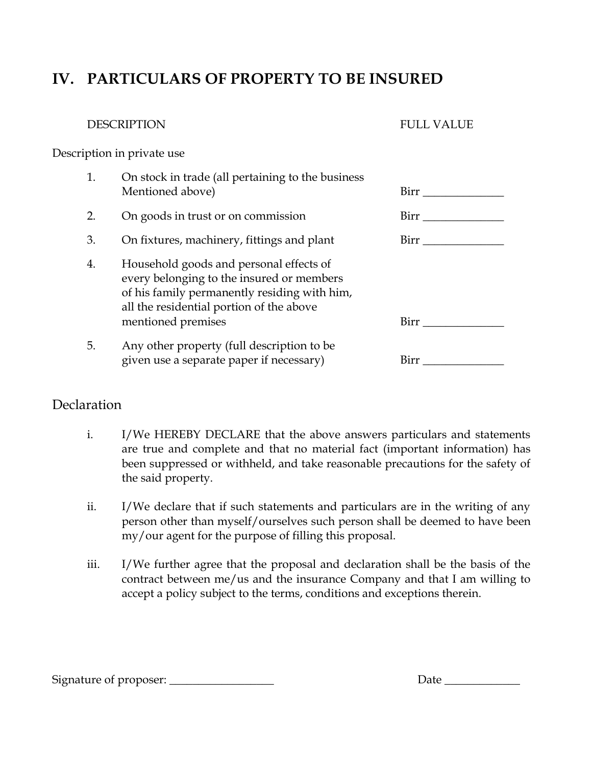# IV. PARTICULARS OF PROPERTY TO BE INSURED

| DESCRIPTION | | FULL VALUE |
|---|---|---|
| Description in private use | | |
| 1. | On stock in trade (all pertaining to the business Mentioned above) | Birr ______________ |
| 2. | On goods in trust or on commission | Birr ______________ |
| 3. | On fixtures, machinery, fittings and plant | Birr ______________ |
| 4. | Household goods and personal effects of every belonging to the insured or members of his family permanently residing with him, all the residential portion of the above mentioned premises | Birr ______________ |
| 5. | Any other property (full description to be given use a separate paper if necessary) | Birr ______________ |

## Declaration

i. I/We HEREBY DECLARE that the above answers particulars and statements are true and complete and that no material fact (important information) has been suppressed or withheld, and take reasonable precautions for the safety of the said property.

ii. I/We declare that if such statements and particulars are in the writing of any person other than myself/ourselves such person shall be deemed to have been my/our agent for the purpose of filling this proposal.

iii. I/We further agree that the proposal and declaration shall be the basis of the contract between me/us and the insurance Company and that I am willing to accept a policy subject to the terms, conditions and exceptions therein.

Signature of proposer: __________________ Date _____________